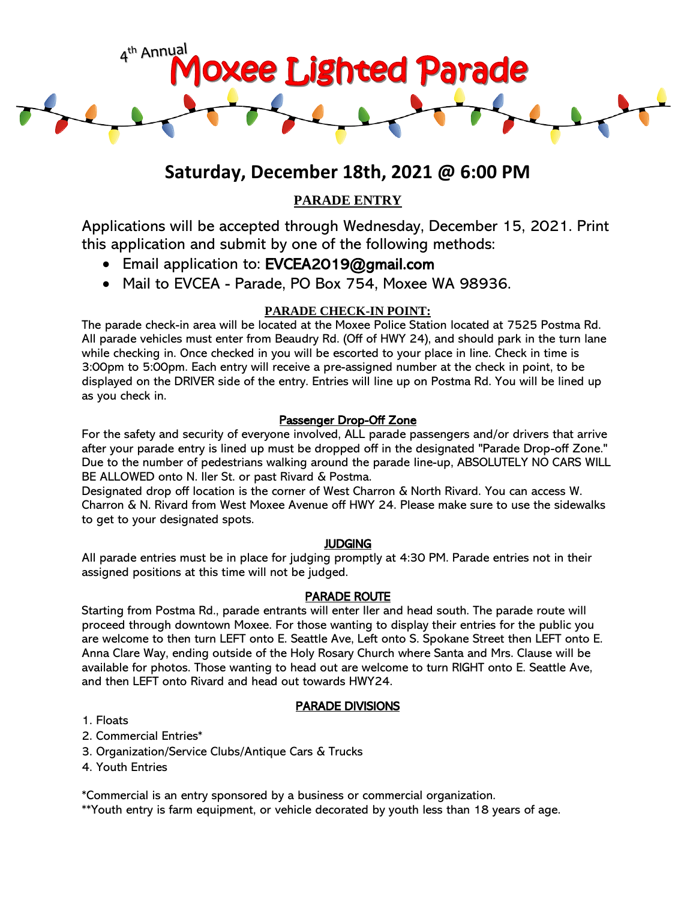4th Annual

# Moxee Lighted Parade

## Saturday, December 18th, 2021 @ 6:00 PM

### PARADE ENTRY

Applications will be accepted through Wednesday, December 15, 2021. Print this application and submit by one of the following methods:

- Email application to: EVCEA2019@gmail.com
- Mail to EVCEA - Parade, PO Box 754, Moxee WA 98936.

### PARADE CHECK-IN POINT:

The parade check-in area will be located at the Moxee Police Station located at 7525 Postma Rd. All parade vehicles must enter from Beaudry Rd. (Off of HWY 24), and should park in the turn lane while checking in. Once checked in you will be escorted to your place in line. Check in time is 3:00pm to 5:00pm. Each entry will receive a pre-assigned number at the check in point, to be displayed on the DRIVER side of the entry. Entries will line up on Postma Rd. You will be lined up as you check in.

### Passenger Drop-Off Zone

For the safety and security of everyone involved, ALL parade passengers and/or drivers that arrive after your parade entry is lined up must be dropped off in the designated "Parade Drop-off Zone." Due to the number of pedestrians walking around the parade line-up, ABSOLUTELY NO CARS WILL BE ALLOWED onto N. Iler St. or past Rivard & Postma.

Designated drop off location is the corner of West Charron & North Rivard. You can access W. Charron & N. Rivard from West Moxee Avenue off HWY 24. Please make sure to use the sidewalks to get to your designated spots.

### JUDGING

All parade entries must be in place for judging promptly at 4:30 PM. Parade entries not in their assigned positions at this time will not be judged.

### PARADE ROUTE

Starting from Postma Rd., parade entrants will enter Iler and head south. The parade route will proceed through downtown Moxee. For those wanting to display their entries for the public you are welcome to then turn LEFT onto E. Seattle Ave, Left onto S. Spokane Street then LEFT onto E. Anna Clare Way, ending outside of the Holy Rosary Church where Santa and Mrs. Clause will be available for photos. Those wanting to head out are welcome to turn RIGHT onto E. Seattle Ave, and then LEFT onto Rivard and head out towards HWY24.

### PARADE DIVISIONS

1. Floats
2. Commercial Entries*
3. Organization/Service Clubs/Antique Cars & Trucks
4. Youth Entries

*Commercial is an entry sponsored by a business or commercial organization.

**Youth entry is farm equipment, or vehicle decorated by youth less than 18 years of age.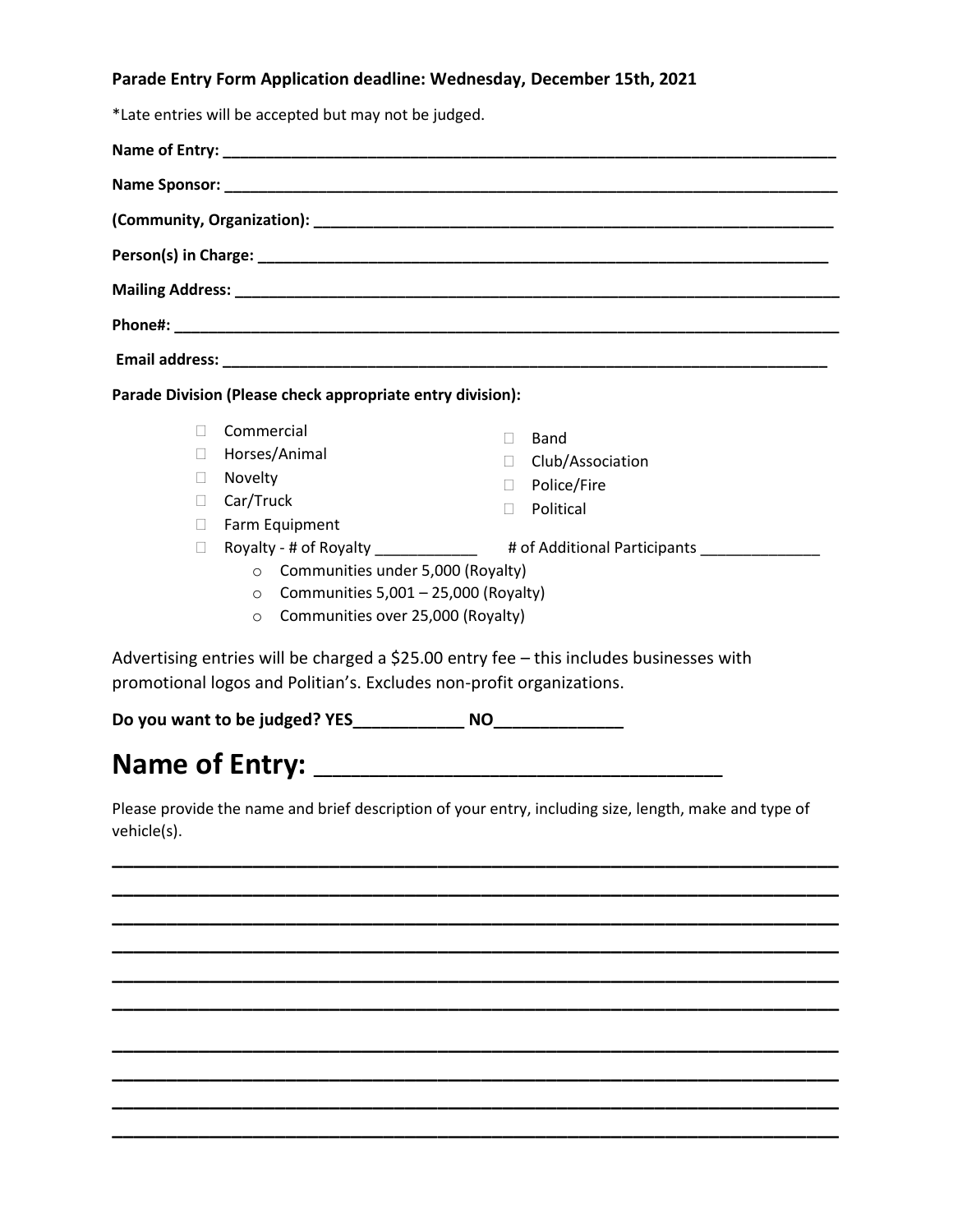**Parade Entry Form Application deadline: Wednesday, December 15th, 2021**

*Late entries will be accepted but may not be judged.

**Name of Entry:** ___________________________________________________________________________

**Name Sponsor:** ___________________________________________________________________________

**(Community, Organization):** _______________________________________________________________

**Person(s) in Charge:** ______________________________________________________________________

**Mailing Address:** _________________________________________________________________________

**Phone#:** ________________________________________________________________________________

**Email address:** ___________________________________________________________________________

**Parade Division (Please check appropriate entry division):**

- ☐ Commercial
- ☐ Horses/Animal
- ☐ Novelty
- ☐ Car/Truck
- ☐ Farm Equipment
- ☐ Band
- ☐ Club/Association
- ☐ Police/Fire
- ☐ Political
- ☐ Royalty - # of Royalty ____________ # of Additional Participants ______________
  - o Communities under 5,000 (Royalty)
  - o Communities 5,001 – 25,000 (Royalty)
  - o Communities over 25,000 (Royalty)

Advertising entries will be charged a $25.00 entry fee – this includes businesses with promotional logos and Politian's. Excludes non-profit organizations.

**Do you want to be judged? YES____________ NO______________**

# Name of Entry: ________________________________

Please provide the name and brief description of your entry, including size, length, make and type of vehicle(s).

___________________________________________________________________________

___________________________________________________________________________

___________________________________________________________________________

___________________________________________________________________________

___________________________________________________________________________

___________________________________________________________________________

___________________________________________________________________________

___________________________________________________________________________

___________________________________________________________________________

___________________________________________________________________________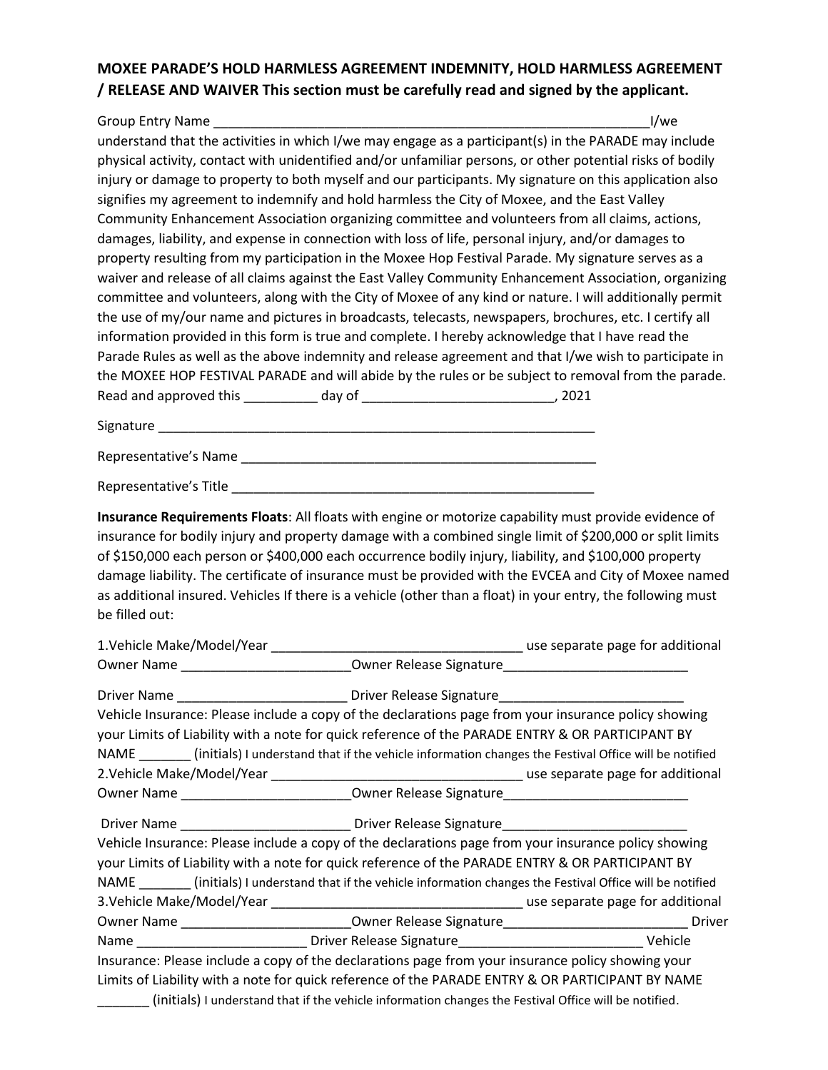**MOXEE PARADE'S HOLD HARMLESS AGREEMENT INDEMNITY, HOLD HARMLESS AGREEMENT / RELEASE AND WAIVER This section must be carefully read and signed by the applicant.**

Group Entry Name ____________________________________________________________I/we understand that the activities in which I/we may engage as a participant(s) in the PARADE may include physical activity, contact with unidentified and/or unfamiliar persons, or other potential risks of bodily injury or damage to property to both myself and our participants. My signature on this application also signifies my agreement to indemnify and hold harmless the City of Moxee, and the East Valley Community Enhancement Association organizing committee and volunteers from all claims, actions, damages, liability, and expense in connection with loss of life, personal injury, and/or damages to property resulting from my participation in the Moxee Hop Festival Parade. My signature serves as a waiver and release of all claims against the East Valley Community Enhancement Association, organizing committee and volunteers, along with the City of Moxee of any kind or nature. I will additionally permit the use of my/our name and pictures in broadcasts, telecasts, newspapers, brochures, etc. I certify all information provided in this form is true and complete. I hereby acknowledge that I have read the Parade Rules as well as the above indemnity and release agreement and that I/we wish to participate in the MOXEE HOP FESTIVAL PARADE and will abide by the rules or be subject to removal from the parade. Read and approved this __________ day of __________________________, 2021

Signature ______________________________________________________________

Representative's Name _________________________________________________

Representative's Title __________________________________________________

**Insurance Requirements Floats**: All floats with engine or motorize capability must provide evidence of insurance for bodily injury and property damage with a combined single limit of $200,000 or split limits of $150,000 each person or $400,000 each occurrence bodily injury, liability, and $100,000 property damage liability. The certificate of insurance must be provided with the EVCEA and City of Moxee named as additional insured. Vehicles If there is a vehicle (other than a float) in your entry, the following must be filled out:

1.Vehicle Make/Model/Year __________________________________ use separate page for additional
Owner Name _______________________Owner Release Signature_________________________

Driver Name _______________________ Driver Release Signature_________________________
Vehicle Insurance: Please include a copy of the declarations page from your insurance policy showing your Limits of Liability with a note for quick reference of the PARADE ENTRY & OR PARTICIPANT BY NAME _______ (initials) I understand that if the vehicle information changes the Festival Office will be notified

2.Vehicle Make/Model/Year __________________________________ use separate page for additional
Owner Name _______________________Owner Release Signature_________________________

Driver Name _______________________ Driver Release Signature_________________________
Vehicle Insurance: Please include a copy of the declarations page from your insurance policy showing your Limits of Liability with a note for quick reference of the PARADE ENTRY & OR PARTICIPANT BY NAME _______ (initials) I understand that if the vehicle information changes the Festival Office will be notified

3.Vehicle Make/Model/Year __________________________________ use separate page for additional
Owner Name _______________________Owner Release Signature_________________________ Driver Name _______________________ Driver Release Signature_________________________ Vehicle Insurance: Please include a copy of the declarations page from your insurance policy showing your Limits of Liability with a note for quick reference of the PARADE ENTRY & OR PARTICIPANT BY NAME _______ (initials) I understand that if the vehicle information changes the Festival Office will be notified.